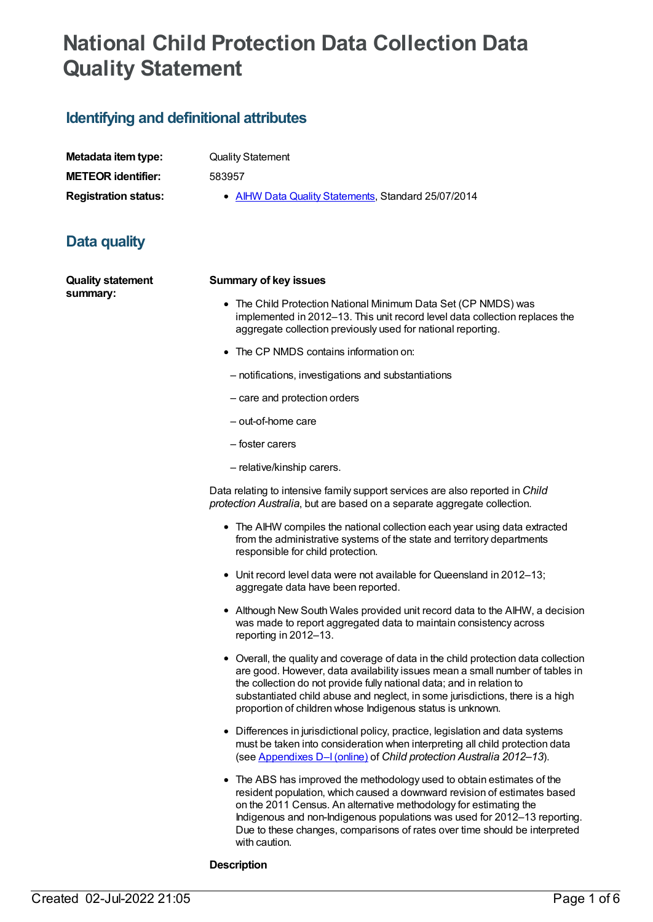# National Child Protection Data Collection Data Quality Statement

## Identifying and definitional attributes

| | |
|---|---|
| **Metadata item type:** | Quality Statement |
| **METEOR identifier:** | 583957 |
| **Registration status:** | • AIHW Data Quality Statements, Standard 25/07/2014 |

## Data quality

**Quality statement summary:**

**Summary of key issues**

- The Child Protection National Minimum Data Set (CP NMDS) was implemented in 2012–13. This unit record level data collection replaces the aggregate collection previously used for national reporting.
- The CP NMDS contains information on:

  – notifications, investigations and substantiations

  – care and protection orders

  – out-of-home care

  – foster carers

  – relative/kinship carers.

Data relating to intensive family support services are also reported in *Child protection Australia*, but are based on a separate aggregate collection.

- The AIHW compiles the national collection each year using data extracted from the administrative systems of the state and territory departments responsible for child protection.
- Unit record level data were not available for Queensland in 2012–13; aggregate data have been reported.
- Although New South Wales provided unit record data to the AIHW, a decision was made to report aggregated data to maintain consistency across reporting in 2012–13.
- Overall, the quality and coverage of data in the child protection data collection are good. However, data availability issues mean a small number of tables in the collection do not provide fully national data; and in relation to substantiated child abuse and neglect, in some jurisdictions, there is a high proportion of children whose Indigenous status is unknown.
- Differences in jurisdictional policy, practice, legislation and data systems must be taken into consideration when interpreting all child protection data (see Appendixes D–I (online) of *Child protection Australia 2012–13*).
- The ABS has improved the methodology used to obtain estimates of the resident population, which caused a downward revision of estimates based on the 2011 Census. An alternative methodology for estimating the Indigenous and non-Indigenous populations was used for 2012–13 reporting. Due to these changes, comparisons of rates over time should be interpreted with caution.

**Description**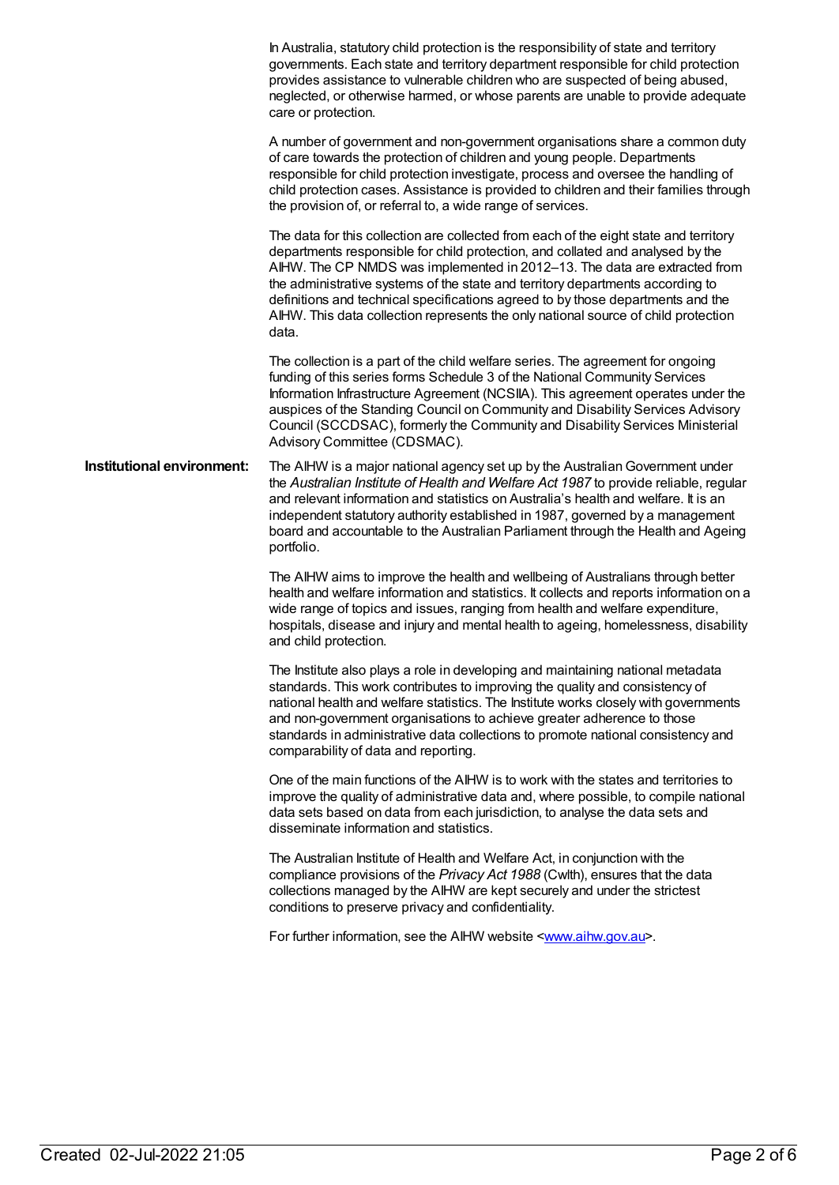In Australia, statutory child protection is the responsibility of state and territory governments. Each state and territory department responsible for child protection provides assistance to vulnerable children who are suspected of being abused, neglected, or otherwise harmed, or whose parents are unable to provide adequate care or protection.

A number of government and non-government organisations share a common duty of care towards the protection of children and young people. Departments responsible for child protection investigate, process and oversee the handling of child protection cases. Assistance is provided to children and their families through the provision of, or referral to, a wide range of services.

The data for this collection are collected from each of the eight state and territory departments responsible for child protection, and collated and analysed by the AIHW. The CP NMDS was implemented in 2012–13. The data are extracted from the administrative systems of the state and territory departments according to definitions and technical specifications agreed to by those departments and the AIHW. This data collection represents the only national source of child protection data.

The collection is a part of the child welfare series. The agreement for ongoing funding of this series forms Schedule 3 of the National Community Services Information Infrastructure Agreement (NCSIIA). This agreement operates under the auspices of the Standing Council on Community and Disability Services Advisory Council (SCCDSAC), formerly the Community and Disability Services Ministerial Advisory Committee (CDSMAC).

**Institutional environment:**

The AIHW is a major national agency set up by the Australian Government under the *Australian Institute of Health and Welfare Act 1987* to provide reliable, regular and relevant information and statistics on Australia's health and welfare. It is an independent statutory authority established in 1987, governed by a management board and accountable to the Australian Parliament through the Health and Ageing portfolio.

The AIHW aims to improve the health and wellbeing of Australians through better health and welfare information and statistics. It collects and reports information on a wide range of topics and issues, ranging from health and welfare expenditure, hospitals, disease and injury and mental health to ageing, homelessness, disability and child protection.

The Institute also plays a role in developing and maintaining national metadata standards. This work contributes to improving the quality and consistency of national health and welfare statistics. The Institute works closely with governments and non-government organisations to achieve greater adherence to those standards in administrative data collections to promote national consistency and comparability of data and reporting.

One of the main functions of the AIHW is to work with the states and territories to improve the quality of administrative data and, where possible, to compile national data sets based on data from each jurisdiction, to analyse the data sets and disseminate information and statistics.

The Australian Institute of Health and Welfare Act, in conjunction with the compliance provisions of the *Privacy Act 1988* (Cwlth), ensures that the data collections managed by the AIHW are kept securely and under the strictest conditions to preserve privacy and confidentiality.

For further information, see the AIHW website <www.aihw.gov.au>.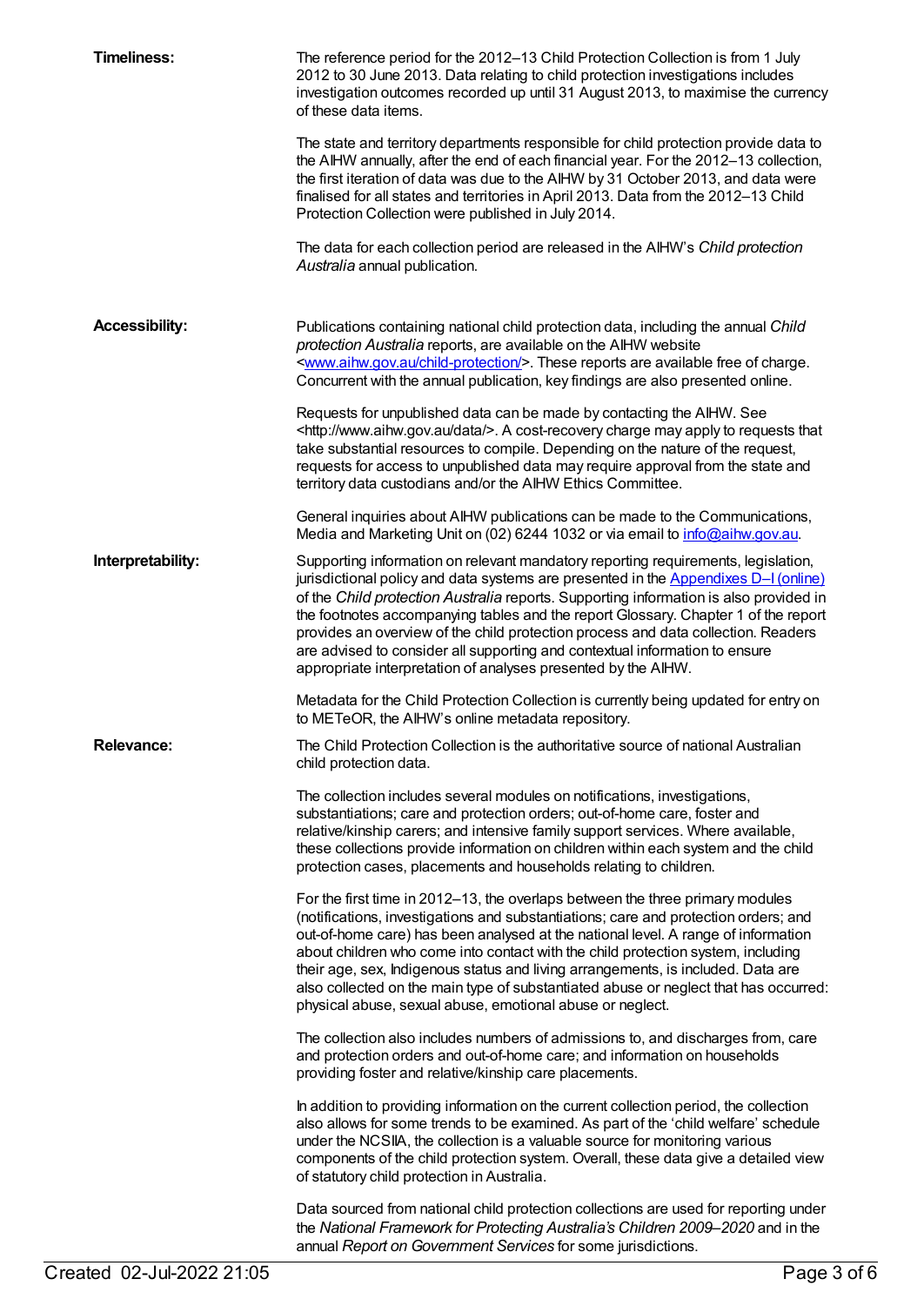**Timeliness:**

The reference period for the 2012–13 Child Protection Collection is from 1 July 2012 to 30 June 2013. Data relating to child protection investigations includes investigation outcomes recorded up until 31 August 2013, to maximise the currency of these data items.

The state and territory departments responsible for child protection provide data to the AIHW annually, after the end of each financial year. For the 2012–13 collection, the first iteration of data was due to the AIHW by 31 October 2013, and data were finalised for all states and territories in April 2013. Data from the 2012–13 Child Protection Collection were published in July 2014.

The data for each collection period are released in the AIHW's *Child protection Australia* annual publication.

**Accessibility:**

Publications containing national child protection data, including the annual *Child protection Australia* reports, are available on the AIHW website <[www.aihw.gov.au/child-protection/](www.aihw.gov.au/child-protection/)>. These reports are available free of charge. Concurrent with the annual publication, key findings are also presented online.

Requests for unpublished data can be made by contacting the AIHW. See <http://www.aihw.gov.au/data/>. A cost-recovery charge may apply to requests that take substantial resources to compile. Depending on the nature of the request, requests for access to unpublished data may require approval from the state and territory data custodians and/or the AIHW Ethics Committee.

General inquiries about AIHW publications can be made to the Communications, Media and Marketing Unit on (02) 6244 1032 or via email to [info@aihw.gov.au](mailto:info@aihw.gov.au).

**Interpretability:**

Supporting information on relevant mandatory reporting requirements, legislation, jurisdictional policy and data systems are presented in the [Appendixes D–I (online)](#) of the *Child protection Australia* reports. Supporting information is also provided in the footnotes accompanying tables and the report Glossary. Chapter 1 of the report provides an overview of the child protection process and data collection. Readers are advised to consider all supporting and contextual information to ensure appropriate interpretation of analyses presented by the AIHW.

Metadata for the Child Protection Collection is currently being updated for entry on to METeOR, the AIHW's online metadata repository.

**Relevance:**

The Child Protection Collection is the authoritative source of national Australian child protection data.

The collection includes several modules on notifications, investigations, substantiations; care and protection orders; out-of-home care, foster and relative/kinship carers; and intensive family support services. Where available, these collections provide information on children within each system and the child protection cases, placements and households relating to children.

For the first time in 2012–13, the overlaps between the three primary modules (notifications, investigations and substantiations; care and protection orders; and out-of-home care) has been analysed at the national level. A range of information about children who come into contact with the child protection system, including their age, sex, Indigenous status and living arrangements, is included. Data are also collected on the main type of substantiated abuse or neglect that has occurred: physical abuse, sexual abuse, emotional abuse or neglect.

The collection also includes numbers of admissions to, and discharges from, care and protection orders and out-of-home care; and information on households providing foster and relative/kinship care placements.

In addition to providing information on the current collection period, the collection also allows for some trends to be examined. As part of the 'child welfare' schedule under the NCSIIA, the collection is a valuable source for monitoring various components of the child protection system. Overall, these data give a detailed view of statutory child protection in Australia.

Data sourced from national child protection collections are used for reporting under the *National Framework for Protecting Australia's Children 2009–2020* and in the annual *Report on Government Services* for some jurisdictions.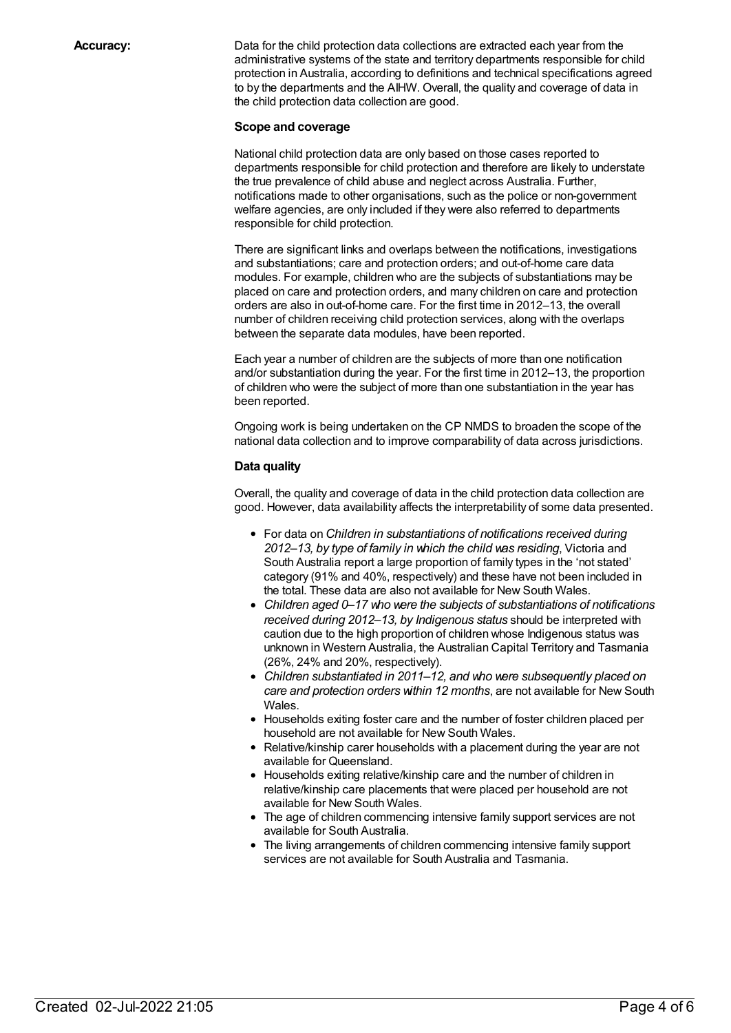**Accuracy:**

Data for the child protection data collections are extracted each year from the administrative systems of the state and territory departments responsible for child protection in Australia, according to definitions and technical specifications agreed to by the departments and the AIHW. Overall, the quality and coverage of data in the child protection data collection are good.

**Scope and coverage**

National child protection data are only based on those cases reported to departments responsible for child protection and therefore are likely to understate the true prevalence of child abuse and neglect across Australia. Further, notifications made to other organisations, such as the police or non-government welfare agencies, are only included if they were also referred to departments responsible for child protection.

There are significant links and overlaps between the notifications, investigations and substantiations; care and protection orders; and out-of-home care data modules. For example, children who are the subjects of substantiations may be placed on care and protection orders, and many children on care and protection orders are also in out-of-home care. For the first time in 2012–13, the overall number of children receiving child protection services, along with the overlaps between the separate data modules, have been reported.

Each year a number of children are the subjects of more than one notification and/or substantiation during the year. For the first time in 2012–13, the proportion of children who were the subject of more than one substantiation in the year has been reported.

Ongoing work is being undertaken on the CP NMDS to broaden the scope of the national data collection and to improve comparability of data across jurisdictions.

**Data quality**

Overall, the quality and coverage of data in the child protection data collection are good. However, data availability affects the interpretability of some data presented.

- For data on *Children in substantiations of notifications received during 2012–13, by type of family in which the child was residing*, Victoria and South Australia report a large proportion of family types in the 'not stated' category (91% and 40%, respectively) and these have not been included in the total. These data are also not available for New South Wales.
- *Children aged 0–17 who were the subjects of substantiations of notifications received during 2012–13, by Indigenous status* should be interpreted with caution due to the high proportion of children whose Indigenous status was unknown in Western Australia, the Australian Capital Territory and Tasmania (26%, 24% and 20%, respectively).
- *Children substantiated in 2011–12, and who were subsequently placed on care and protection orders within 12 months*, are not available for New South Wales.
- Households exiting foster care and the number of foster children placed per household are not available for New South Wales.
- Relative/kinship carer households with a placement during the year are not available for Queensland.
- Households exiting relative/kinship care and the number of children in relative/kinship care placements that were placed per household are not available for New South Wales.
- The age of children commencing intensive family support services are not available for South Australia.
- The living arrangements of children commencing intensive family support services are not available for South Australia and Tasmania.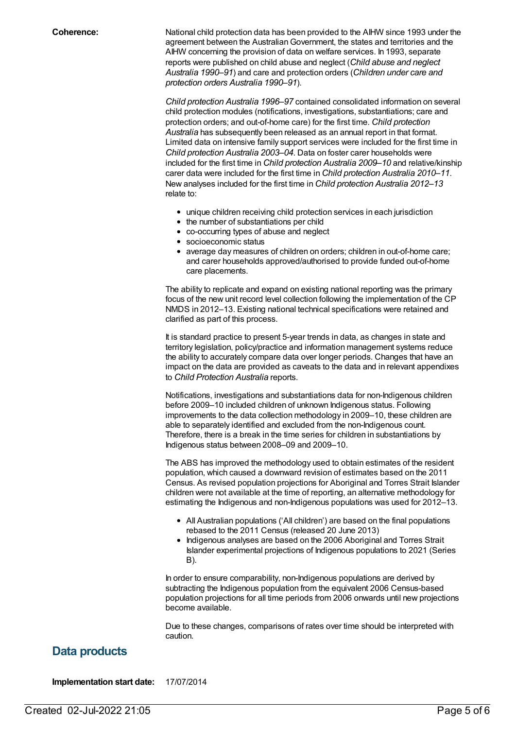**Coherence:**

National child protection data has been provided to the AIHW since 1993 under the agreement between the Australian Government, the states and territories and the AIHW concerning the provision of data on welfare services. In 1993, separate reports were published on child abuse and neglect (*Child abuse and neglect Australia 1990–91*) and care and protection orders (*Children under care and protection orders Australia 1990–91*).

*Child protection Australia 1996–97* contained consolidated information on several child protection modules (notifications, investigations, substantiations; care and protection orders; and out-of-home care) for the first time. *Child protection Australia* has subsequently been released as an annual report in that format. Limited data on intensive family support services were included for the first time in *Child protection Australia 2003–04*. Data on foster carer households were included for the first time in *Child protection Australia 2009–10* and relative/kinship carer data were included for the first time in *Child protection Australia 2010–11*. New analyses included for the first time in *Child protection Australia 2012–13* relate to:

- unique children receiving child protection services in each jurisdiction
- the number of substantiations per child
- co-occurring types of abuse and neglect
- socioeconomic status
- average day measures of children on orders; children in out-of-home care; and carer households approved/authorised to provide funded out-of-home care placements.

The ability to replicate and expand on existing national reporting was the primary focus of the new unit record level collection following the implementation of the CP NMDS in 2012–13. Existing national technical specifications were retained and clarified as part of this process.

It is standard practice to present 5-year trends in data, as changes in state and territory legislation, policy/practice and information management systems reduce the ability to accurately compare data over longer periods. Changes that have an impact on the data are provided as caveats to the data and in relevant appendixes to *Child Protection Australia* reports.

Notifications, investigations and substantiations data for non-Indigenous children before 2009–10 included children of unknown Indigenous status. Following improvements to the data collection methodology in 2009–10, these children are able to separately identified and excluded from the non-Indigenous count. Therefore, there is a break in the time series for children in substantiations by Indigenous status between 2008–09 and 2009–10.

The ABS has improved the methodology used to obtain estimates of the resident population, which caused a downward revision of estimates based on the 2011 Census. As revised population projections for Aboriginal and Torres Strait Islander children were not available at the time of reporting, an alternative methodology for estimating the Indigenous and non-Indigenous populations was used for 2012–13.

- All Australian populations ('All children') are based on the final populations rebased to the 2011 Census (released 20 June 2013)
- Indigenous analyses are based on the 2006 Aboriginal and Torres Strait Islander experimental projections of Indigenous populations to 2021 (Series B).

In order to ensure comparability, non-Indigenous populations are derived by subtracting the Indigenous population from the equivalent 2006 Census-based population projections for all time periods from 2006 onwards until new projections become available.

Due to these changes, comparisons of rates over time should be interpreted with caution.

## Data products

**Implementation start date:** 17/07/2014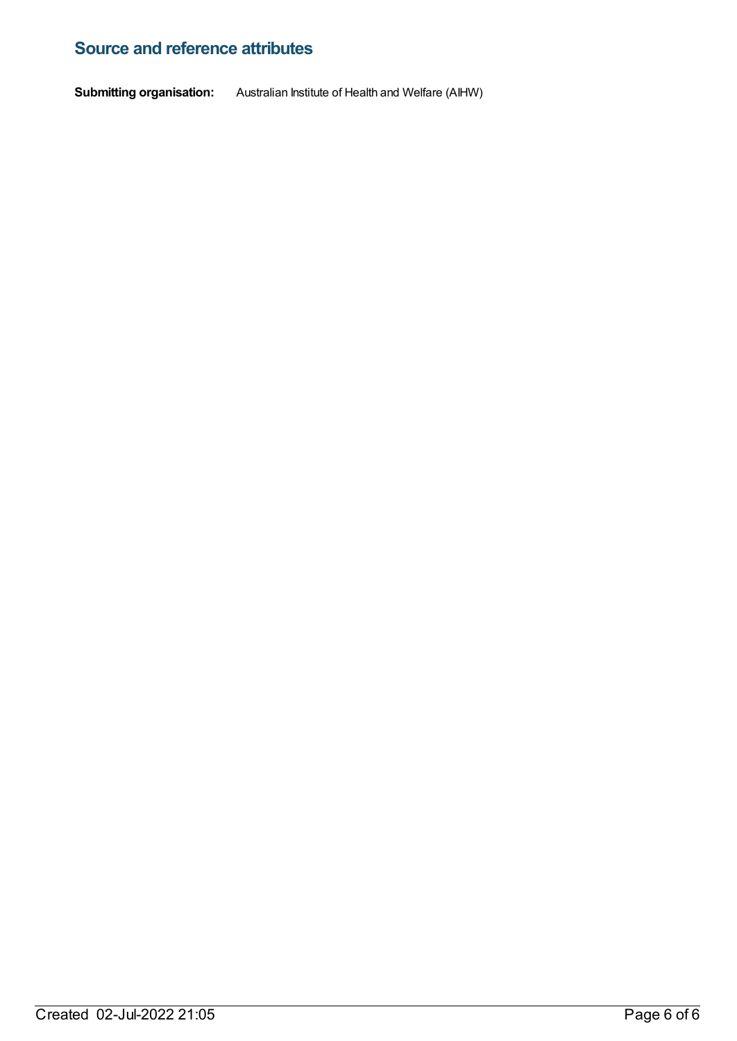## Source and reference attributes

**Submitting organisation:** Australian Institute of Health and Welfare (AIHW)